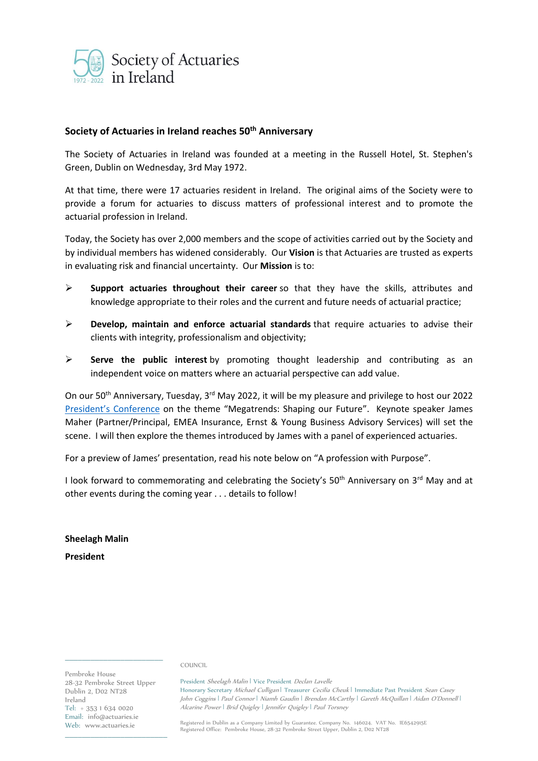Society of Actuaries in Ireland

1972 - 2022

## Society of Actuaries in Ireland reaches 50th Anniversary

The Society of Actuaries in Ireland was founded at a meeting in the Russell Hotel, St. Stephen's Green, Dublin on Wednesday, 3rd May 1972.

At that time, there were 17 actuaries resident in Ireland. The original aims of the Society were to provide a forum for actuaries to discuss matters of professional interest and to promote the actuarial profession in Ireland.

Today, the Society has over 2,000 members and the scope of activities carried out by the Society and by individual members has widened considerably. Our **Vision** is that Actuaries are trusted as experts in evaluating risk and financial uncertainty. Our **Mission** is to:

- **Support actuaries throughout their career** so that they have the skills, attributes and knowledge appropriate to their roles and the current and future needs of actuarial practice;
- **Develop, maintain and enforce actuarial standards** that require actuaries to advise their clients with integrity, professionalism and objectivity;
- **Serve the public interest** by promoting thought leadership and contributing as an independent voice on matters where an actuarial perspective can add value.

On our 50th Anniversary, Tuesday, 3rd May 2022, it will be my pleasure and privilege to host our 2022 President's Conference on the theme "Megatrends: Shaping our Future". Keynote speaker James Maher (Partner/Principal, EMEA Insurance, Ernst & Young Business Advisory Services) will set the scene. I will then explore the themes introduced by James with a panel of experienced actuaries.

For a preview of James' presentation, read his note below on "A profession with Purpose".

I look forward to commemorating and celebrating the Society's 50th Anniversary on 3rd May and at other events during the coming year . . . details to follow!

**Sheelagh Malin**

**President**

Pembroke House
28-32 Pembroke Street Upper
Dublin 2, D02 NT28
Ireland
Tel: + 353 1 634 0020
Email: info@actuaries.ie
Web: www.actuaries.ie

COUNCIL

President *Sheelagh Malin* | Vice President *Declan Lavelle*
Honorary Secretary *Michael Culligan* | Treasurer *Cecilia Cheuk* | Immediate Past President *Sean Casey*
*John Coggins* | *Paul Connor* | *Niamh Gaudin* | *Brendan McCarthy* | *Gareth McQuillan* | *Aidan O'Donnell* |
*Alcarine Power* | *Brid Quigley* | *Jennifer Quigley* | *Paul Torsney*

Registered in Dublin as a Company Limited by Guarantee. Company No. 146024. VAT No. IE6542915E
Registered Office: Pembroke House, 28-32 Pembroke Street Upper, Dublin 2, D02 NT28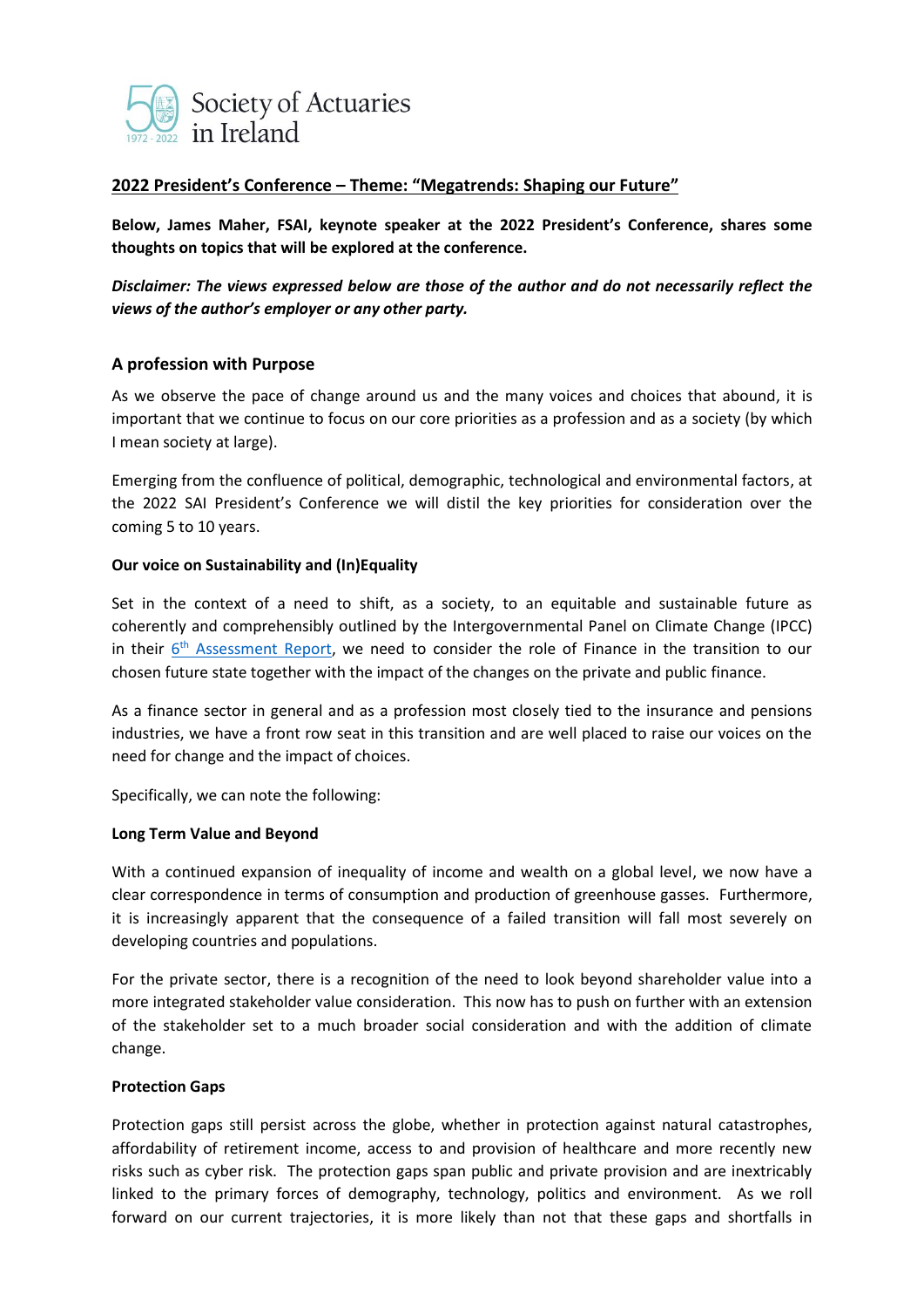Society of Actuaries in Ireland

## 2022 President's Conference – Theme: "Megatrends: Shaping our Future"

**Below, James Maher, FSAI, keynote speaker at the 2022 President's Conference, shares some thoughts on topics that will be explored at the conference.**

***Disclaimer: The views expressed below are those of the author and do not necessarily reflect the views of the author's employer or any other party.***

### A profession with Purpose

As we observe the pace of change around us and the many voices and choices that abound, it is important that we continue to focus on our core priorities as a profession and as a society (by which I mean society at large).

Emerging from the confluence of political, demographic, technological and environmental factors, at the 2022 SAI President's Conference we will distil the key priorities for consideration over the coming 5 to 10 years.

**Our voice on Sustainability and (In)Equality**

Set in the context of a need to shift, as a society, to an equitable and sustainable future as coherently and comprehensibly outlined by the Intergovernmental Panel on Climate Change (IPCC) in their 6th Assessment Report, we need to consider the role of Finance in the transition to our chosen future state together with the impact of the changes on the private and public finance.

As a finance sector in general and as a profession most closely tied to the insurance and pensions industries, we have a front row seat in this transition and are well placed to raise our voices on the need for change and the impact of choices.

Specifically, we can note the following:

**Long Term Value and Beyond**

With a continued expansion of inequality of income and wealth on a global level, we now have a clear correspondence in terms of consumption and production of greenhouse gasses. Furthermore, it is increasingly apparent that the consequence of a failed transition will fall most severely on developing countries and populations.

For the private sector, there is a recognition of the need to look beyond shareholder value into a more integrated stakeholder value consideration. This now has to push on further with an extension of the stakeholder set to a much broader social consideration and with the addition of climate change.

**Protection Gaps**

Protection gaps still persist across the globe, whether in protection against natural catastrophes, affordability of retirement income, access to and provision of healthcare and more recently new risks such as cyber risk. The protection gaps span public and private provision and are inextricably linked to the primary forces of demography, technology, politics and environment. As we roll forward on our current trajectories, it is more likely than not that these gaps and shortfalls in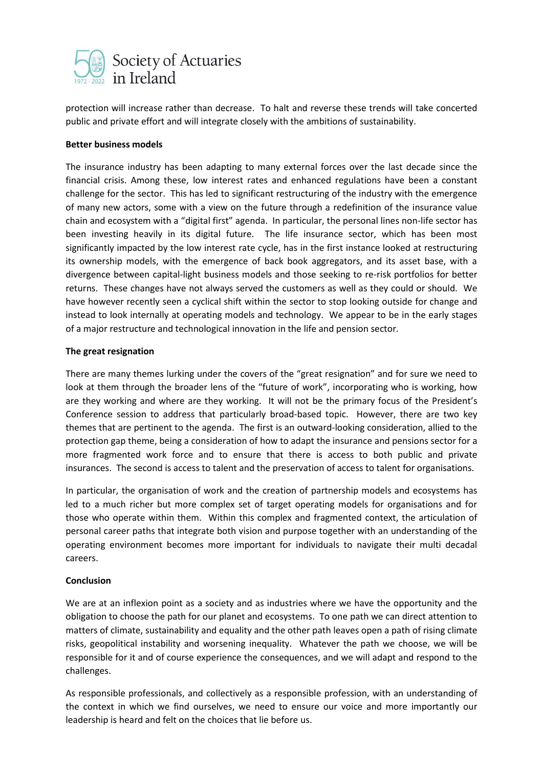protection will increase rather than decrease. To halt and reverse these trends will take concerted public and private effort and will integrate closely with the ambitions of sustainability.

**Better business models**

The insurance industry has been adapting to many external forces over the last decade since the financial crisis. Among these, low interest rates and enhanced regulations have been a constant challenge for the sector. This has led to significant restructuring of the industry with the emergence of many new actors, some with a view on the future through a redefinition of the insurance value chain and ecosystem with a "digital first" agenda. In particular, the personal lines non-life sector has been investing heavily in its digital future. The life insurance sector, which has been most significantly impacted by the low interest rate cycle, has in the first instance looked at restructuring its ownership models, with the emergence of back book aggregators, and its asset base, with a divergence between capital-light business models and those seeking to re-risk portfolios for better returns. These changes have not always served the customers as well as they could or should. We have however recently seen a cyclical shift within the sector to stop looking outside for change and instead to look internally at operating models and technology. We appear to be in the early stages of a major restructure and technological innovation in the life and pension sector.

**The great resignation**

There are many themes lurking under the covers of the "great resignation" and for sure we need to look at them through the broader lens of the "future of work", incorporating who is working, how are they working and where are they working. It will not be the primary focus of the President's Conference session to address that particularly broad-based topic. However, there are two key themes that are pertinent to the agenda. The first is an outward-looking consideration, allied to the protection gap theme, being a consideration of how to adapt the insurance and pensions sector for a more fragmented work force and to ensure that there is access to both public and private insurances. The second is access to talent and the preservation of access to talent for organisations.

In particular, the organisation of work and the creation of partnership models and ecosystems has led to a much richer but more complex set of target operating models for organisations and for those who operate within them. Within this complex and fragmented context, the articulation of personal career paths that integrate both vision and purpose together with an understanding of the operating environment becomes more important for individuals to navigate their multi decadal careers.

**Conclusion**

We are at an inflexion point as a society and as industries where we have the opportunity and the obligation to choose the path for our planet and ecosystems. To one path we can direct attention to matters of climate, sustainability and equality and the other path leaves open a path of rising climate risks, geopolitical instability and worsening inequality. Whatever the path we choose, we will be responsible for it and of course experience the consequences, and we will adapt and respond to the challenges.

As responsible professionals, and collectively as a responsible profession, with an understanding of the context in which we find ourselves, we need to ensure our voice and more importantly our leadership is heard and felt on the choices that lie before us.